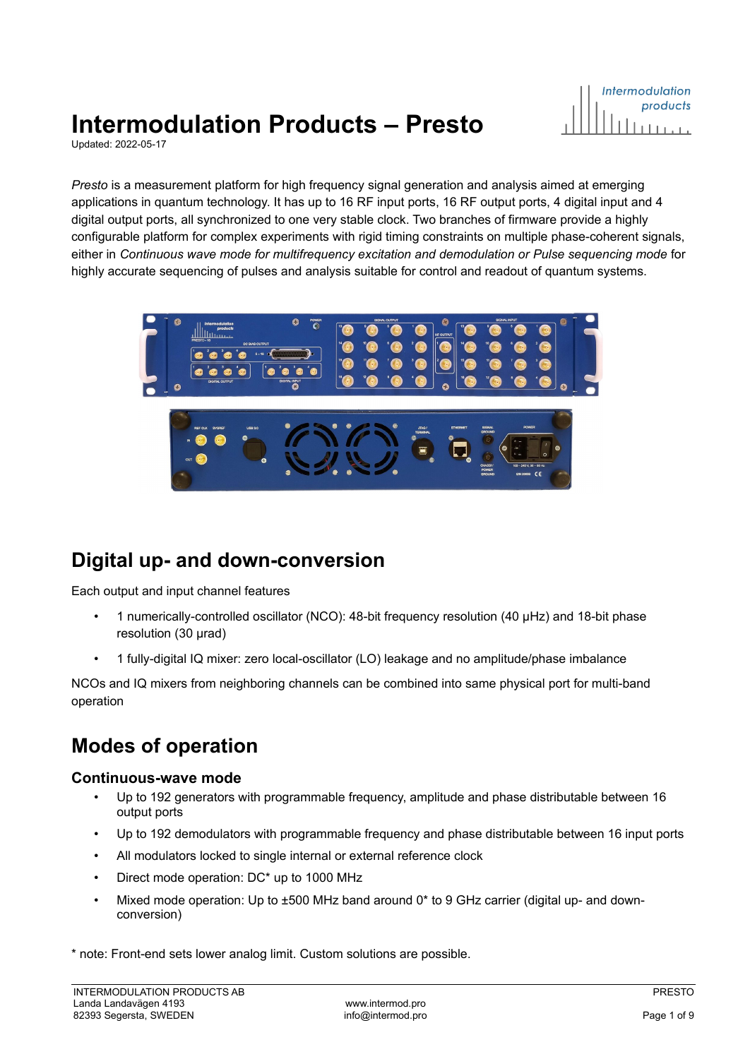# Intermodulation Products – Presto

Updated: 2022-05-17

*Presto* is a measurement platform for high frequency signal generation and analysis aimed at emerging applications in quantum technology. It has up to 16 RF input ports, 16 RF output ports, 4 digital input and 4 digital output ports, all synchronized to one very stable clock. Two branches of firmware provide a highly configurable platform for complex experiments with rigid timing constraints on multiple phase-coherent signals, either in *Continuous wave mode for multifrequency excitation and demodulation or Pulse sequencing mode* for highly accurate sequencing of pulses and analysis suitable for control and readout of quantum systems.

## Digital up- and down-conversion

Each output and input channel features

- 1 numerically-controlled oscillator (NCO): 48-bit frequency resolution (40 μHz) and 18-bit phase resolution (30 μrad)
- 1 fully-digital IQ mixer: zero local-oscillator (LO) leakage and no amplitude/phase imbalance

NCOs and IQ mixers from neighboring channels can be combined into same physical port for multi-band operation

## Modes of operation

### Continuous-wave mode

- Up to 192 generators with programmable frequency, amplitude and phase distributable between 16 output ports
- Up to 192 demodulators with programmable frequency and phase distributable between 16 input ports
- All modulators locked to single internal or external reference clock
- Direct mode operation: DC* up to 1000 MHz
- Mixed mode operation: Up to ±500 MHz band around 0* to 9 GHz carrier (digital up- and down-conversion)

\* note: Front-end sets lower analog limit. Custom solutions are possible.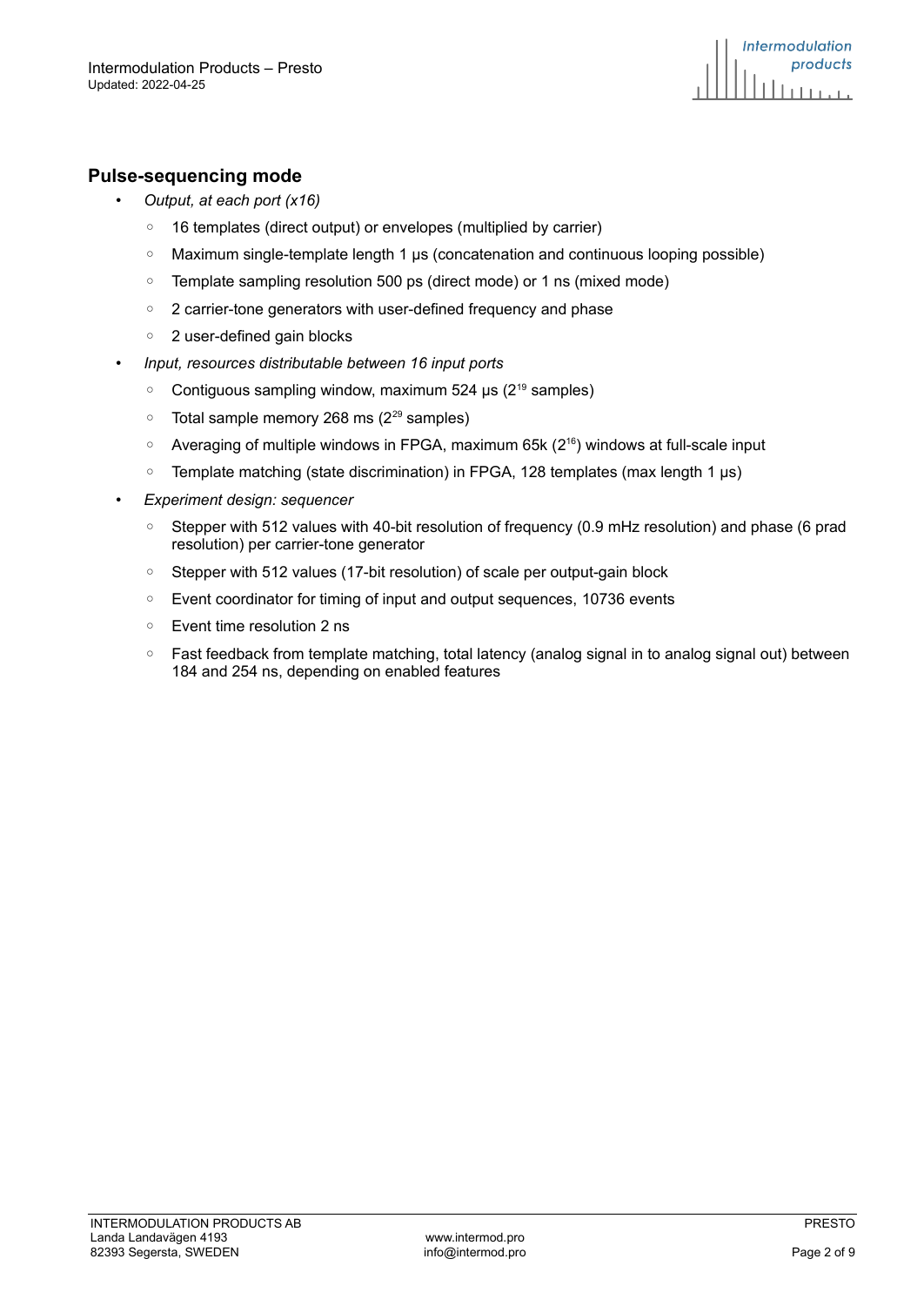## Pulse-sequencing mode

- *Output, at each port (x16)*
  - 16 templates (direct output) or envelopes (multiplied by carrier)
  - Maximum single-template length 1 µs (concatenation and continuous looping possible)
  - Template sampling resolution 500 ps (direct mode) or 1 ns (mixed mode)
  - 2 carrier-tone generators with user-defined frequency and phase
  - 2 user-defined gain blocks
- *Input, resources distributable between 16 input ports*
  - Contiguous sampling window, maximum 524 µs ($2^{19}$ samples)
  - Total sample memory 268 ms ($2^{29}$ samples)
  - Averaging of multiple windows in FPGA, maximum 65k ($2^{16}$) windows at full-scale input
  - Template matching (state discrimination) in FPGA, 128 templates (max length 1 µs)
- *Experiment design: sequencer*
  - Stepper with 512 values with 40-bit resolution of frequency (0.9 mHz resolution) and phase (6 prad resolution) per carrier-tone generator
  - Stepper with 512 values (17-bit resolution) of scale per output-gain block
  - Event coordinator for timing of input and output sequences, 10736 events
  - Event time resolution 2 ns
  - Fast feedback from template matching, total latency (analog signal in to analog signal out) between 184 and 254 ns, depending on enabled features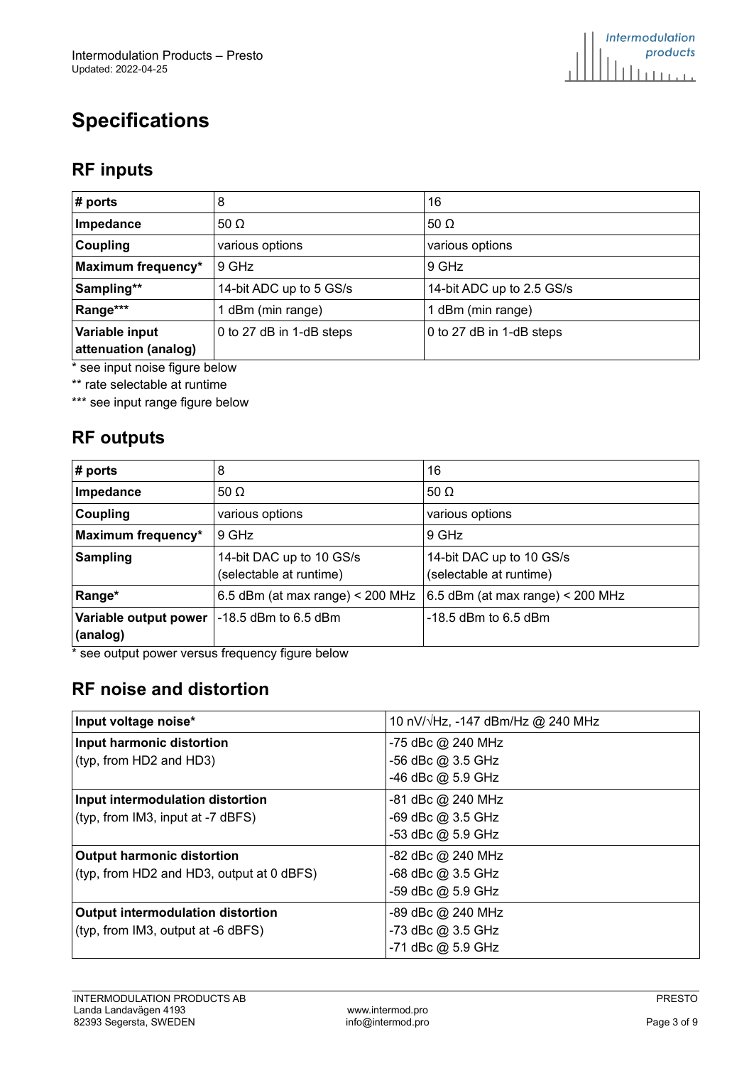# Specifications

## RF inputs

| # ports | 8 | 16 |
|---|---|---|
| Impedance | 50 Ω | 50 Ω |
| Coupling | various options | various options |
| Maximum frequency* | 9 GHz | 9 GHz |
| Sampling** | 14-bit ADC up to 5 GS/s | 14-bit ADC up to 2.5 GS/s |
| Range*** | 1 dBm (min range) | 1 dBm (min range) |
| Variable input attenuation (analog) | 0 to 27 dB in 1-dB steps | 0 to 27 dB in 1-dB steps |

* see input noise figure below

** rate selectable at runtime

*** see input range figure below

## RF outputs

| # ports | 8 | 16 |
|---|---|---|
| Impedance | 50 Ω | 50 Ω |
| Coupling | various options | various options |
| Maximum frequency* | 9 GHz | 9 GHz |
| Sampling | 14-bit DAC up to 10 GS/s (selectable at runtime) | 14-bit DAC up to 10 GS/s (selectable at runtime) |
| Range* | 6.5 dBm (at max range) < 200 MHz | 6.5 dBm (at max range) < 200 MHz |
| Variable output power (analog) | -18.5 dBm to 6.5 dBm | -18.5 dBm to 6.5 dBm |

* see output power versus frequency figure below

## RF noise and distortion

| Input voltage noise* | 10 nV/√Hz, -147 dBm/Hz @ 240 MHz |
|---|---|
| **Input harmonic distortion** (typ, from HD2 and HD3) | -75 dBc @ 240 MHz<br>-56 dBc @ 3.5 GHz<br>-46 dBc @ 5.9 GHz |
| **Input intermodulation distortion** (typ, from IM3, input at -7 dBFS) | -81 dBc @ 240 MHz<br>-69 dBc @ 3.5 GHz<br>-53 dBc @ 5.9 GHz |
| **Output harmonic distortion** (typ, from HD2 and HD3, output at 0 dBFS) | -82 dBc @ 240 MHz<br>-68 dBc @ 3.5 GHz<br>-59 dBc @ 5.9 GHz |
| **Output intermodulation distortion** (typ, from IM3, output at -6 dBFS) | -89 dBc @ 240 MHz<br>-73 dBc @ 3.5 GHz<br>-71 dBc @ 5.9 GHz |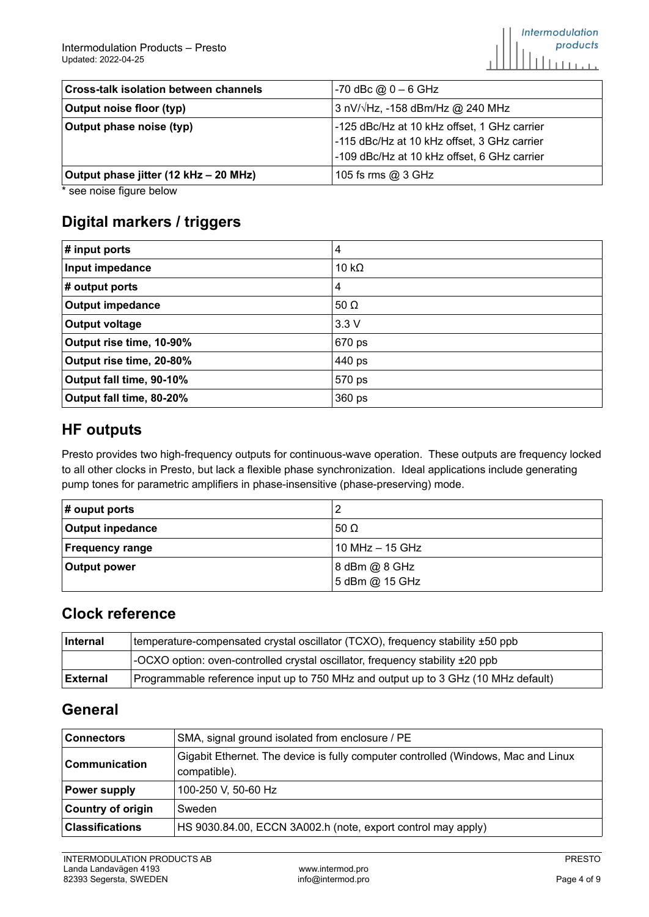| **Cross-talk isolation between channels** | -70 dBc @ 0 – 6 GHz |
| --- | --- |
| **Output noise floor (typ)** | 3 nV/√Hz, -158 dBm/Hz @ 240 MHz |
| **Output phase noise (typ)** | -125 dBc/Hz at 10 kHz offset, 1 GHz carrier<br>-115 dBc/Hz at 10 kHz offset, 3 GHz carrier<br>-109 dBc/Hz at 10 kHz offset, 6 GHz carrier |
| **Output phase jitter (12 kHz – 20 MHz)** | 105 fs rms @ 3 GHz |

* see noise figure below

## Digital markers / triggers

| **# input ports** | 4 |
| --- | --- |
| **Input impedance** | 10 kΩ |
| **# output ports** | 4 |
| **Output impedance** | 50 Ω |
| **Output voltage** | 3.3 V |
| **Output rise time, 10-90%** | 670 ps |
| **Output rise time, 20-80%** | 440 ps |
| **Output fall time, 90-10%** | 570 ps |
| **Output fall time, 80-20%** | 360 ps |

## HF outputs

Presto provides two high-frequency outputs for continuous-wave operation. These outputs are frequency locked to all other clocks in Presto, but lack a flexible phase synchronization. Ideal applications include generating pump tones for parametric amplifiers in phase-insensitive (phase-preserving) mode.

| **# ouput ports** | 2 |
| --- | --- |
| **Output inpedance** | 50 Ω |
| **Frequency range** | 10 MHz – 15 GHz |
| **Output power** | 8 dBm @ 8 GHz<br>5 dBm @ 15 GHz |

## Clock reference

| **Internal** | temperature-compensated crystal oscillator (TCXO), frequency stability ±50 ppb |
| --- | --- |
| | -OCXO option: oven-controlled crystal oscillator, frequency stability ±20 ppb |
| **External** | Programmable reference input up to 750 MHz and output up to 3 GHz (10 MHz default) |

## General

| **Connectors** | SMA, signal ground isolated from enclosure / PE |
| --- | --- |
| **Communication** | Gigabit Ethernet. The device is fully computer controlled (Windows, Mac and Linux compatible). |
| **Power supply** | 100-250 V, 50-60 Hz |
| **Country of origin** | Sweden |
| **Classifications** | HS 9030.84.00, ECCN 3A002.h (note, export control may apply) |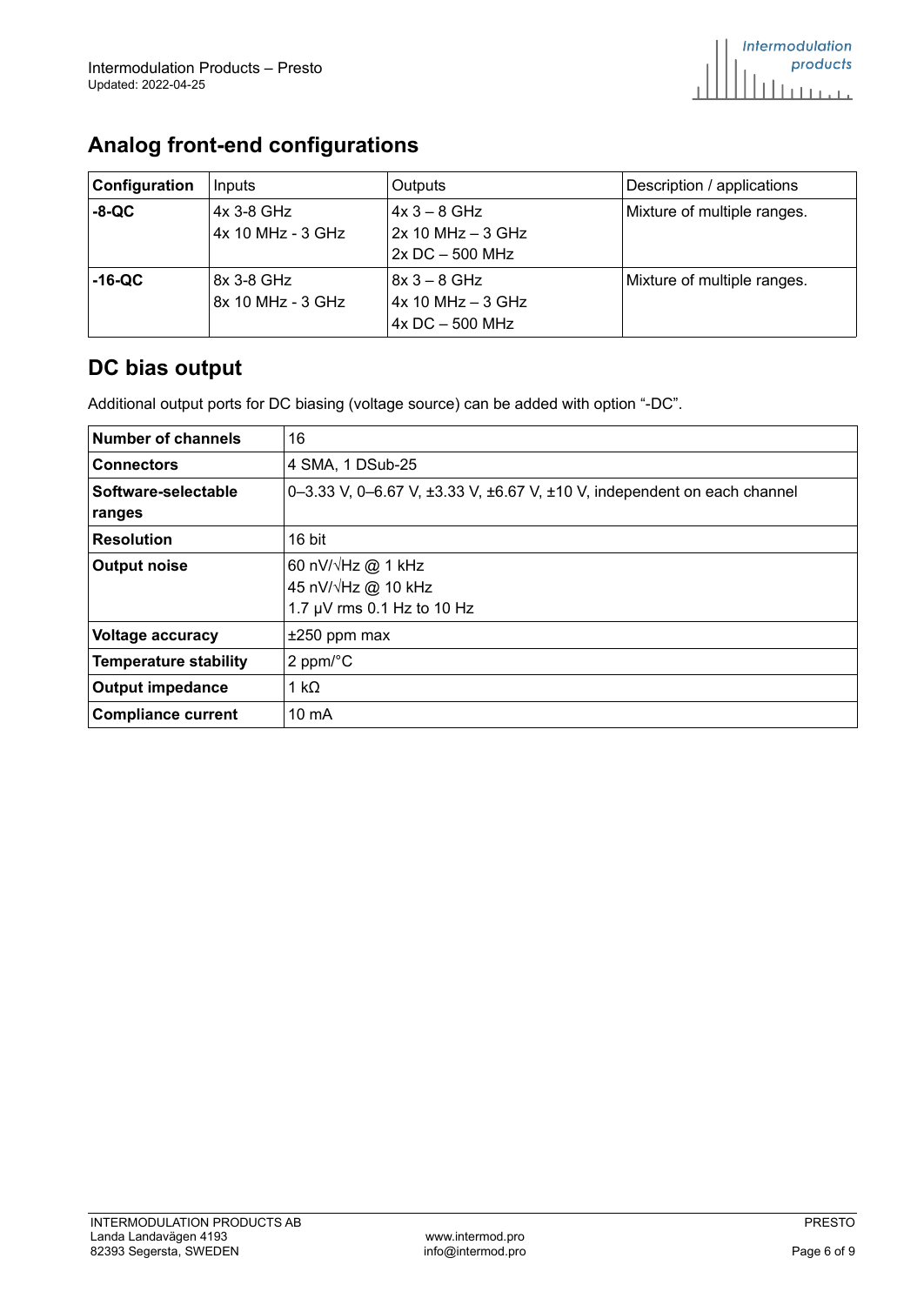## Analog front-end configurations

| Configuration | Inputs | Outputs | Description / applications |
|---|---|---|---|
| **-8-QC** | 4x 3-8 GHz<br>4x 10 MHz - 3 GHz | 4x 3 – 8 GHz<br>2x 10 MHz – 3 GHz<br>2x DC – 500 MHz | Mixture of multiple ranges. |
| **-16-QC** | 8x 3-8 GHz<br>8x 10 MHz - 3 GHz | 8x 3 – 8 GHz<br>4x 10 MHz – 3 GHz<br>4x DC – 500 MHz | Mixture of multiple ranges. |

## DC bias output

Additional output ports for DC biasing (voltage source) can be added with option "-DC".

| | |
|---|---|
| **Number of channels** | 16 |
| **Connectors** | 4 SMA, 1 DSub-25 |
| **Software-selectable ranges** | 0–3.33 V, 0–6.67 V, ±3.33 V, ±6.67 V, ±10 V, independent on each channel |
| **Resolution** | 16 bit |
| **Output noise** | 60 nV/√Hz @ 1 kHz<br>45 nV/√Hz @ 10 kHz<br>1.7 μV rms 0.1 Hz to 10 Hz |
| **Voltage accuracy** | ±250 ppm max |
| **Temperature stability** | 2 ppm/°C |
| **Output impedance** | 1 kΩ |
| **Compliance current** | 10 mA |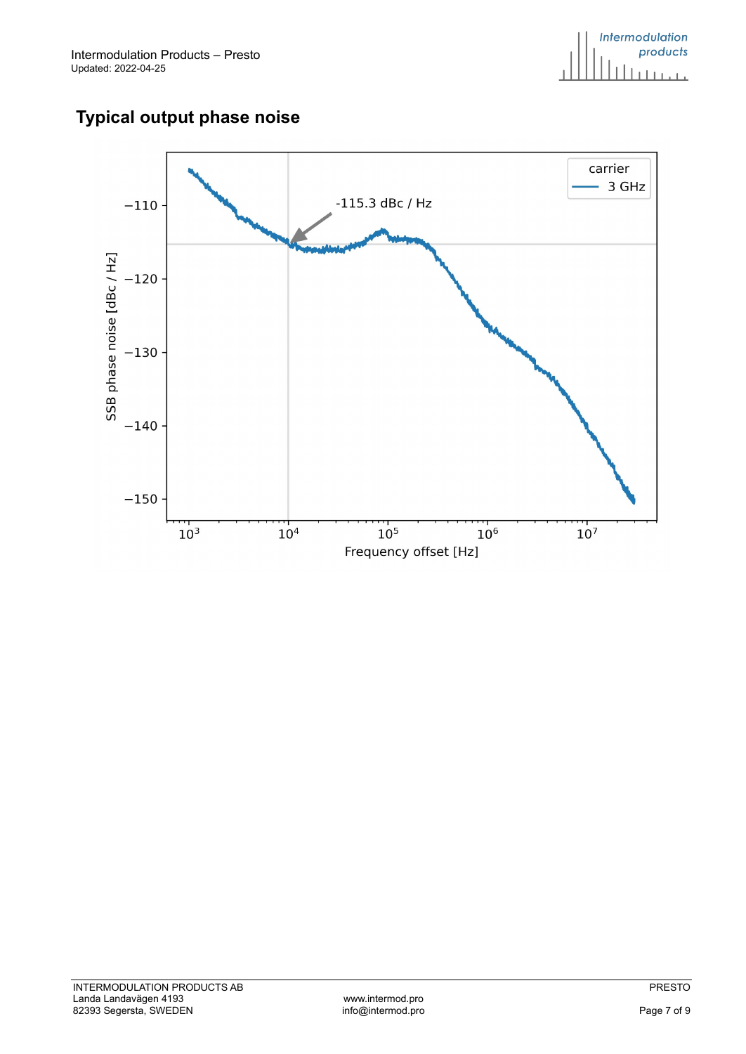## Typical output phase noise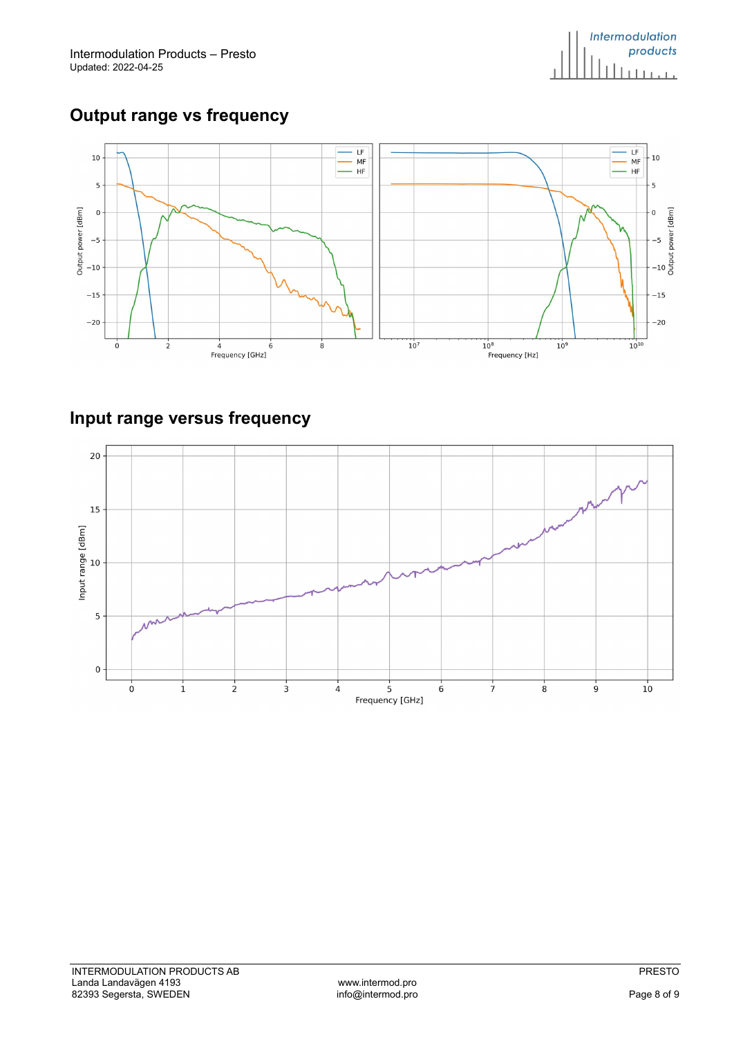## Output range vs frequency

## Input range versus frequency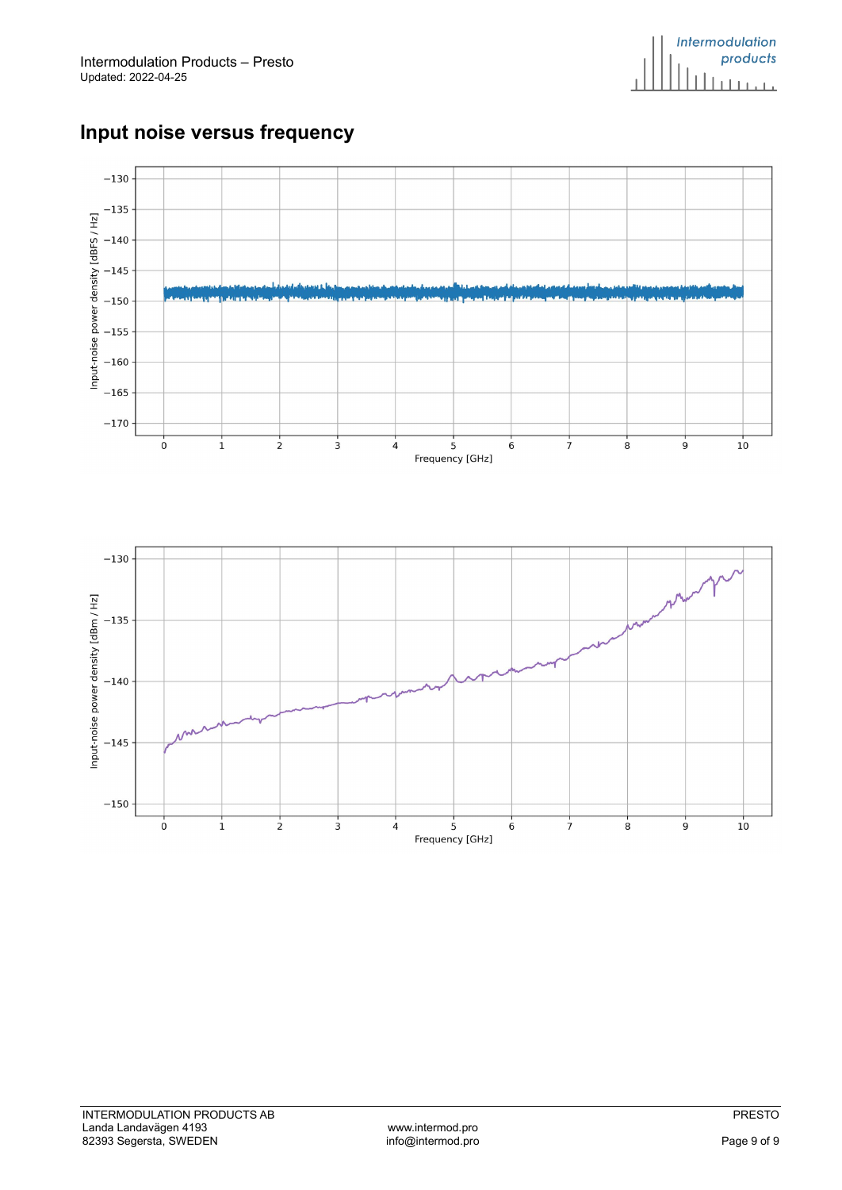# Input noise versus frequency

−130
−135
−140
−145
−150
−155
−160
−165
−170

Input-noise power density [dBFS / Hz]

0 1 2 3 4 5 6 7 8 9 10

Frequency [GHz]

−130
−135
−140
−145
−150

Input-noise power density [dBm / Hz]

0 1 2 3 4 5 6 7 8 9 10

Frequency [GHz]